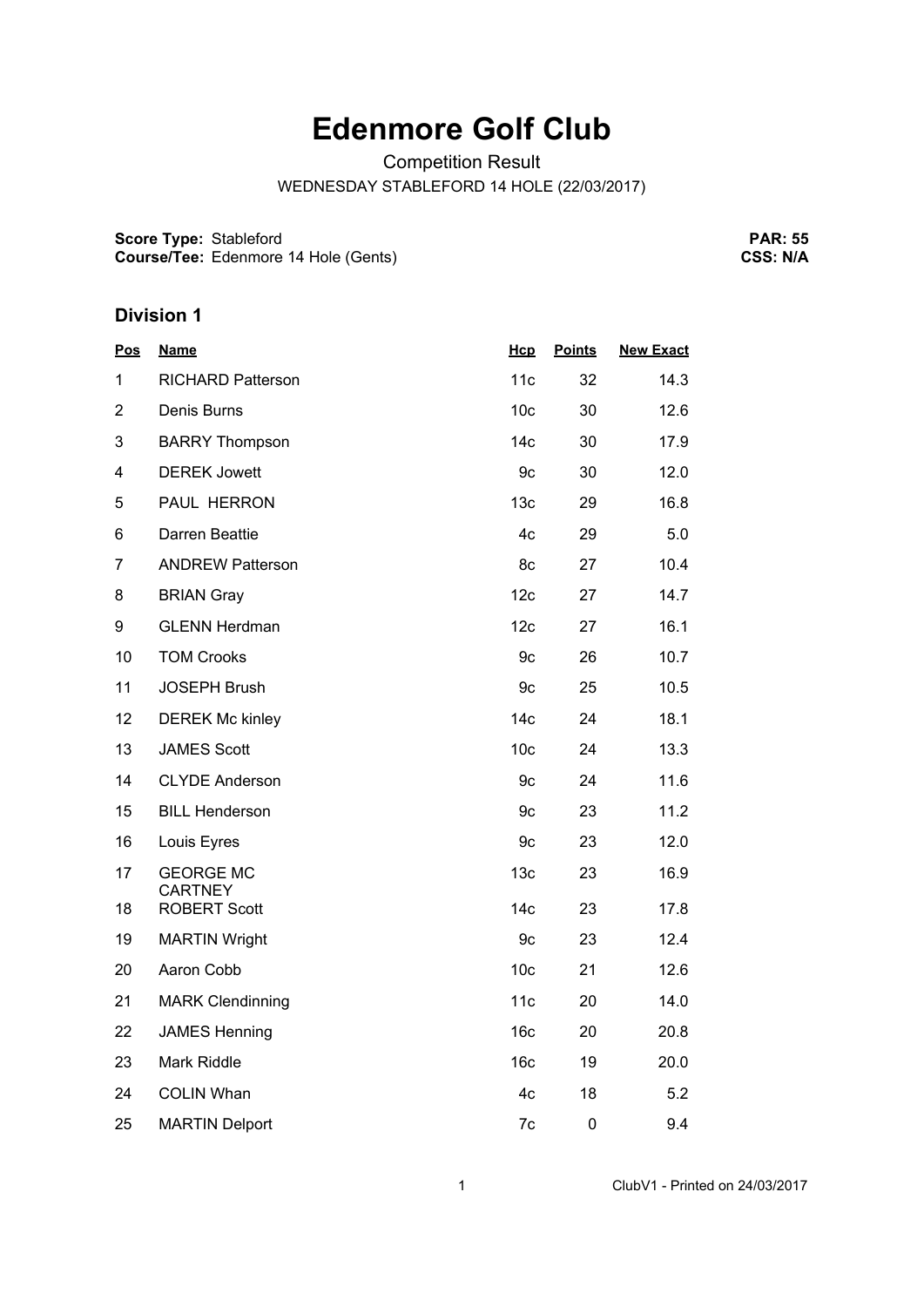# Edenmore Golf Club

Competition Result

WEDNESDAY STABLEFORD 14 HOLE (22/03/2017)

**Score Type:** Stableford
**Course/Tee:** Edenmore 14 Hole (Gents)

**PAR: 55**
**CSS: N/A**

## Division 1

| Pos | Name | Hcp | Points | New Exact |
|---|---|---|---|---|
| 1 | RICHARD Patterson | 11c | 32 | 14.3 |
| 2 | Denis Burns | 10c | 30 | 12.6 |
| 3 | BARRY Thompson | 14c | 30 | 17.9 |
| 4 | DEREK Jowett | 9c | 30 | 12.0 |
| 5 | PAUL HERRON | 13c | 29 | 16.8 |
| 6 | Darren Beattie | 4c | 29 | 5.0 |
| 7 | ANDREW Patterson | 8c | 27 | 10.4 |
| 8 | BRIAN Gray | 12c | 27 | 14.7 |
| 9 | GLENN Herdman | 12c | 27 | 16.1 |
| 10 | TOM Crooks | 9c | 26 | 10.7 |
| 11 | JOSEPH Brush | 9c | 25 | 10.5 |
| 12 | DEREK Mc kinley | 14c | 24 | 18.1 |
| 13 | JAMES Scott | 10c | 24 | 13.3 |
| 14 | CLYDE Anderson | 9c | 24 | 11.6 |
| 15 | BILL Henderson | 9c | 23 | 11.2 |
| 16 | Louis Eyres | 9c | 23 | 12.0 |
| 17 | GEORGE MC CARTNEY | 13c | 23 | 16.9 |
| 18 | ROBERT Scott | 14c | 23 | 17.8 |
| 19 | MARTIN Wright | 9c | 23 | 12.4 |
| 20 | Aaron Cobb | 10c | 21 | 12.6 |
| 21 | MARK Clendinning | 11c | 20 | 14.0 |
| 22 | JAMES Henning | 16c | 20 | 20.8 |
| 23 | Mark Riddle | 16c | 19 | 20.0 |
| 24 | COLIN Whan | 4c | 18 | 5.2 |
| 25 | MARTIN Delport | 7c | 0 | 9.4 |

ClubV1 - Printed on 24/03/2017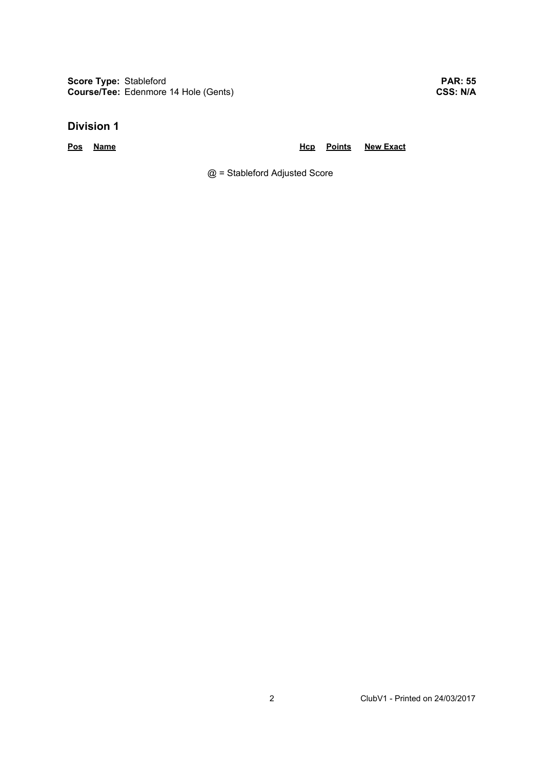**Score Type:** Stableford
**Course/Tee:** Edenmore 14 Hole (Gents)

**PAR: 55**
**CSS: N/A**

## Division 1

| Pos | Name | Hcp | Points | New Exact |
| --- | --- | --- | --- | --- |

@ = Stableford Adjusted Score

ClubV1 - Printed on 24/03/2017